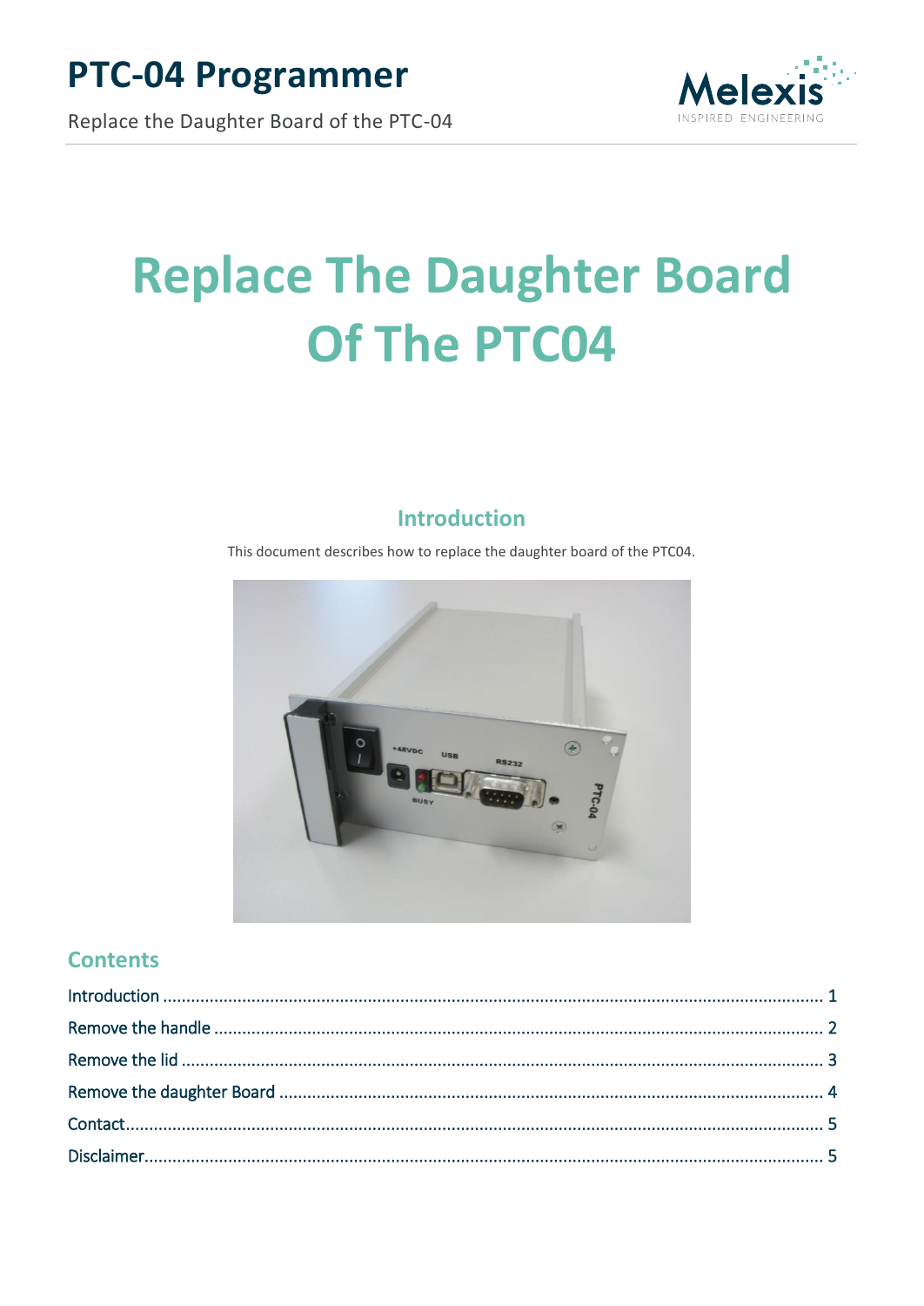# Replace The Daughter Board Of The PTC04

## Introduction

This document describes how to replace the daughter board of the PTC04.

## Contents

- Introduction ........ 1
- Remove the handle ........ 2
- Remove the lid ........ 3
- Remove the daughter Board ........ 4
- Contact ........ 5
- Disclaimer ........ 5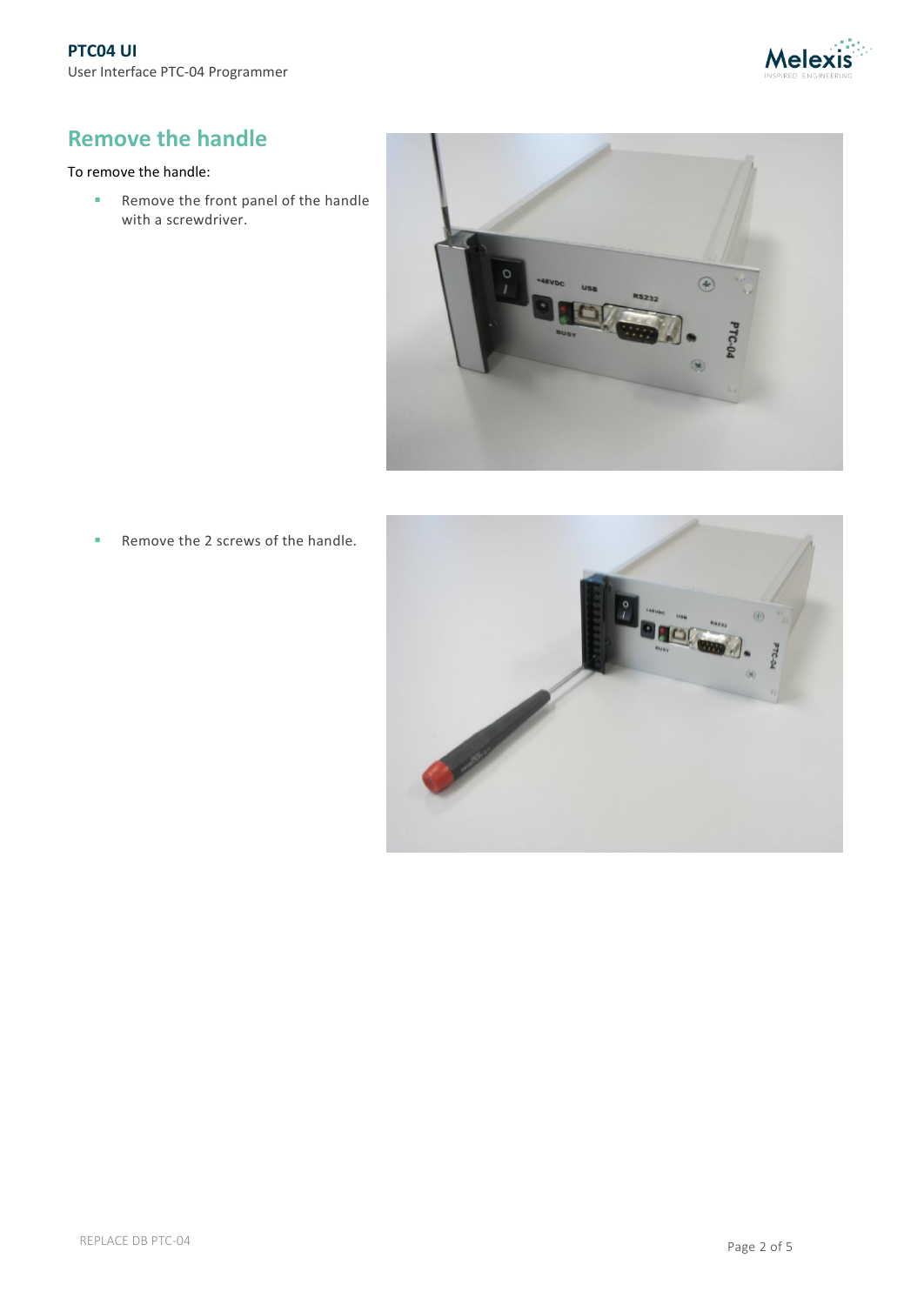## Remove the handle

To remove the handle:

- Remove the front panel of the handle with a screwdriver.

- Remove the 2 screws of the handle.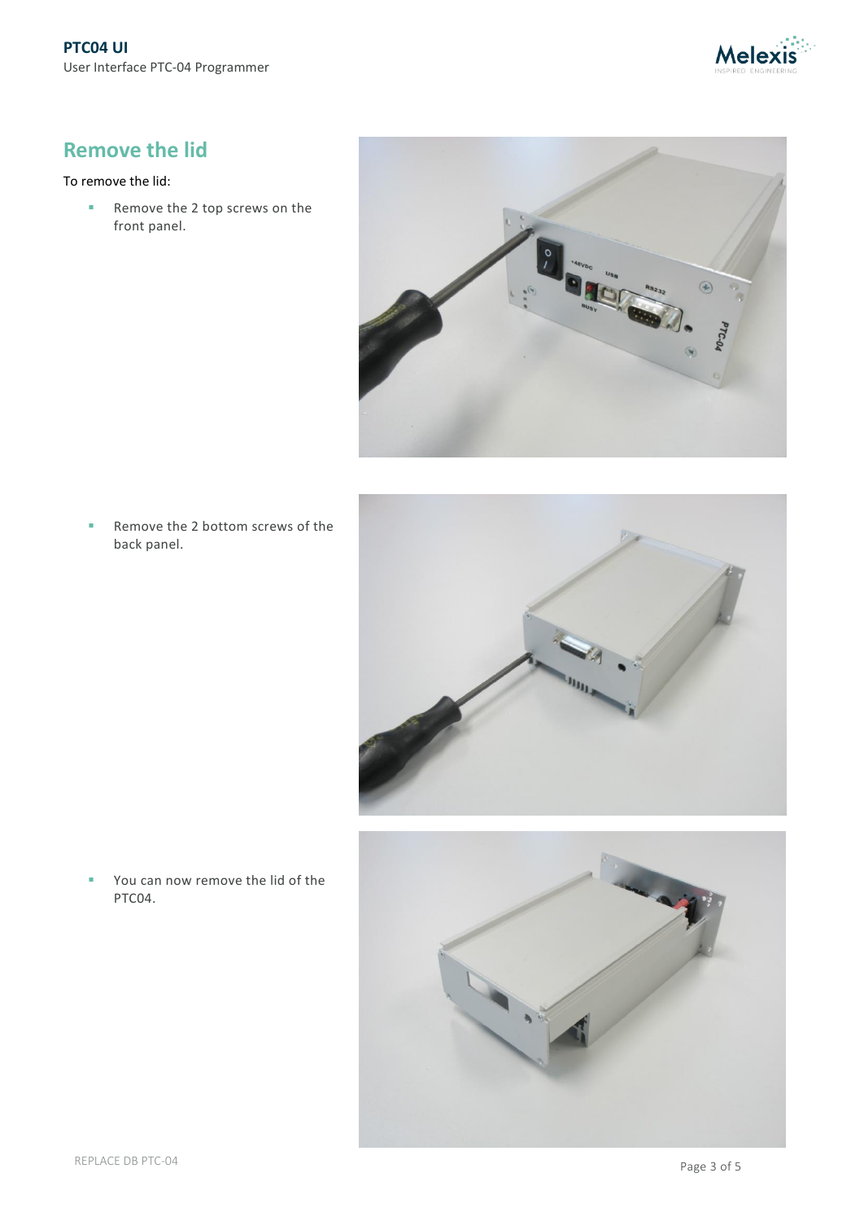## Remove the lid

To remove the lid:

- Remove the 2 top screws on the front panel.

- Remove the 2 bottom screws of the back panel.

- You can now remove the lid of the PTC04.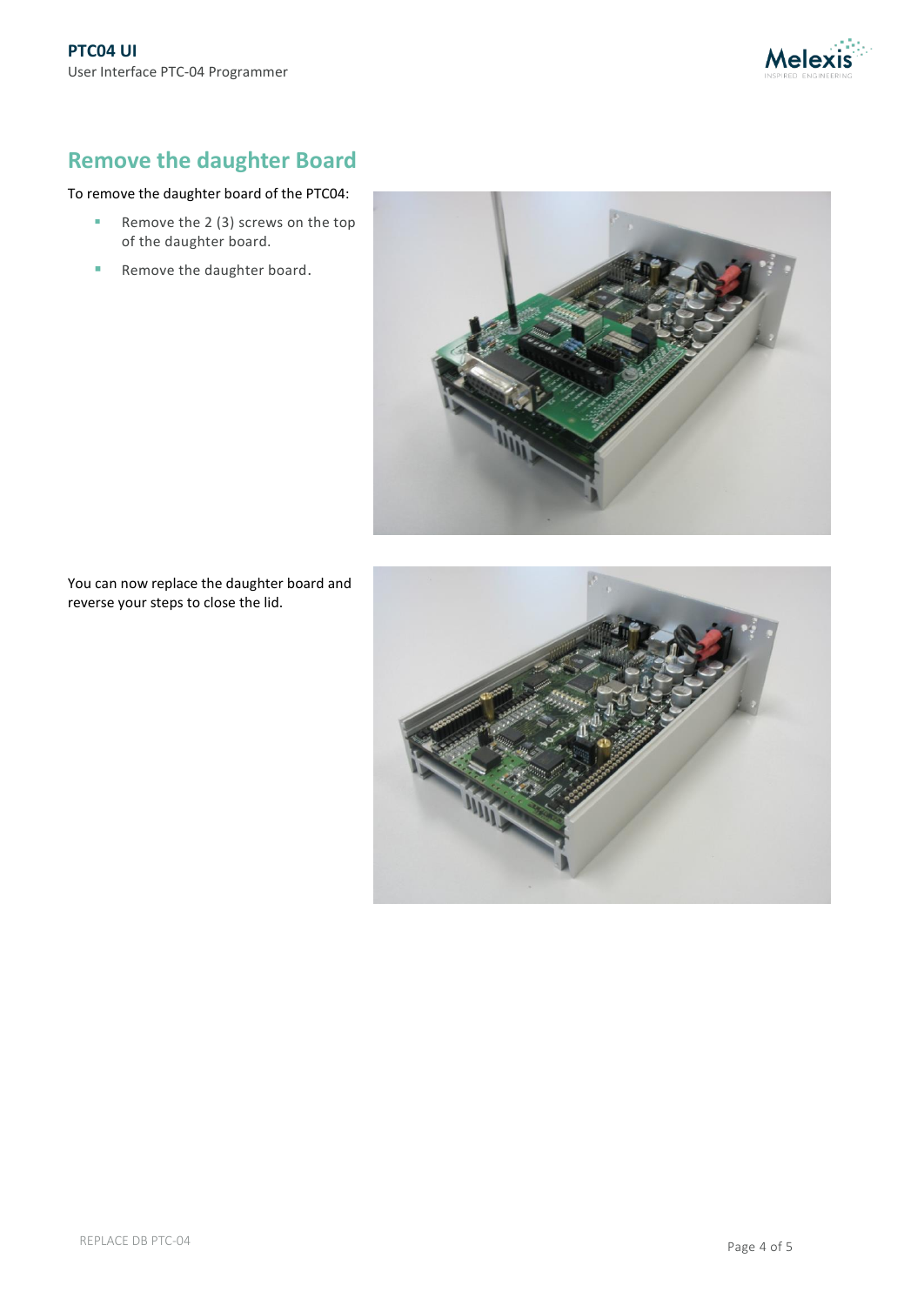## Remove the daughter Board

To remove the daughter board of the PTC04:

- Remove the 2 (3) screws on the top of the daughter board.
- Remove the daughter board.

You can now replace the daughter board and reverse your steps to close the lid.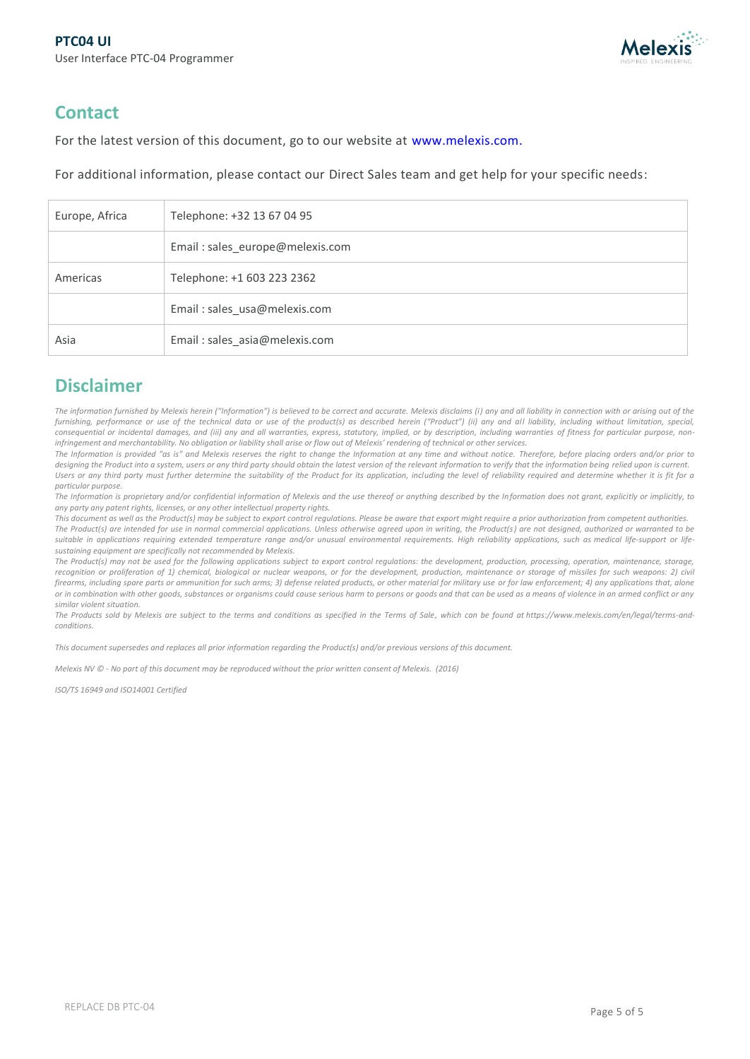## Contact

For the latest version of this document, go to our website at www.melexis.com.

For additional information, please contact our Direct Sales team and get help for your specific needs:

| | |
|---|---|
| Europe, Africa | Telephone: +32 13 67 04 95 |
| | Email : sales_europe@melexis.com |
| Americas | Telephone: +1 603 223 2362 |
| | Email : sales_usa@melexis.com |
| Asia | Email : sales_asia@melexis.com |

## Disclaimer

*The information furnished by Melexis herein ("Information") is believed to be correct and accurate. Melexis disclaims (i) any and all liability in connection with or arising out of the furnishing, performance or use of the technical data or use of the product(s) as described herein ("Product") (ii) any and all liability, including without limitation, special, consequential or incidental damages, and (iii) any and all warranties, express, statutory, implied, or by description, including warranties of fitness for particular purpose, non-infringement and merchantability. No obligation or liability shall arise or flow out of Melexis' rendering of technical or other services.*

*The Information is provided "as is" and Melexis reserves the right to change the Information at any time and without notice. Therefore, before placing orders and/or prior to designing the Product into a system, users or any third party should obtain the latest version of the relevant information to verify that the information being relied upon is current. Users or any third party must further determine the suitability of the Product for its application, including the level of reliability required and determine whether it is fit for a particular purpose.*

*The Information is proprietary and/or confidential information of Melexis and the use thereof or anything described by the Information does not grant, explicitly or implicitly, to any party any patent rights, licenses, or any other intellectual property rights.*

*This document as well as the Product(s) may be subject to export control regulations. Please be aware that export might require a prior authorization from competent authorities.*

*The Product(s) are intended for use in normal commercial applications. Unless otherwise agreed upon in writing, the Product(s) are not designed, authorized or warranted to be suitable in applications requiring extended temperature range and/or unusual environmental requirements. High reliability applications, such as medical life-support or life-sustaining equipment are specifically not recommended by Melexis.*

*The Product(s) may not be used for the following applications subject to export control regulations: the development, production, processing, operation, maintenance, storage, recognition or proliferation of 1) chemical, biological or nuclear weapons, or for the development, production, maintenance or storage of missiles for such weapons: 2) civil firearms, including spare parts or ammunition for such arms; 3) defense related products, or other material for military use or for law enforcement; 4) any applications that, alone or in combination with other goods, substances or organisms could cause serious harm to persons or goods and that can be used as a means of violence in an armed conflict or any similar violent situation.*

*The Products sold by Melexis are subject to the terms and conditions as specified in the Terms of Sale, which can be found at https://www.melexis.com/en/legal/terms-and-conditions.*

*This document supersedes and replaces all prior information regarding the Product(s) and/or previous versions of this document.*

*Melexis NV © - No part of this document may be reproduced without the prior written consent of Melexis. (2016)*

*ISO/TS 16949 and ISO14001 Certified*